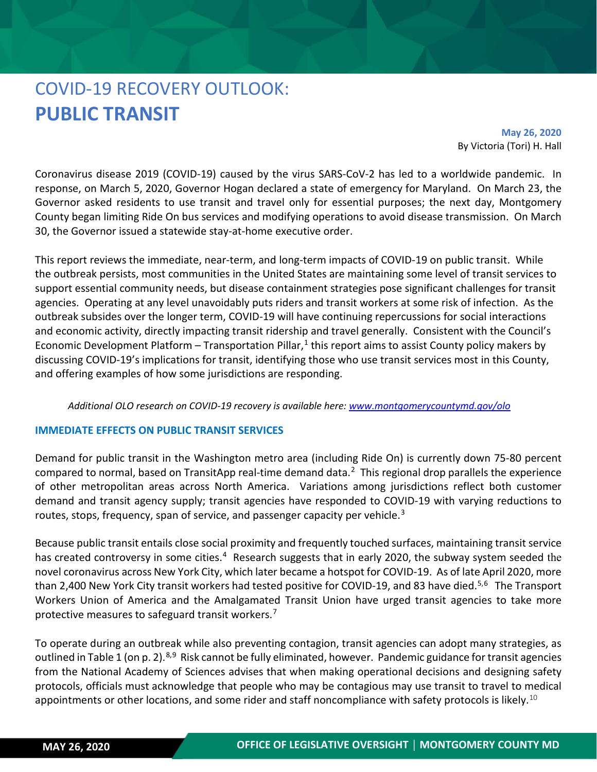# COVID-19 RECOVERY OUTLOOK: **PUBLIC TRANSIT**

**May 26, 2020**
By Victoria (Tori) H. Hall

Coronavirus disease 2019 (COVID-19) caused by the virus SARS-CoV-2 has led to a worldwide pandemic. In response, on March 5, 2020, Governor Hogan declared a state of emergency for Maryland. On March 23, the Governor asked residents to use transit and travel only for essential purposes; the next day, Montgomery County began limiting Ride On bus services and modifying operations to avoid disease transmission. On March 30, the Governor issued a statewide stay-at-home executive order.

This report reviews the immediate, near-term, and long-term impacts of COVID-19 on public transit. While the outbreak persists, most communities in the United States are maintaining some level of transit services to support essential community needs, but disease containment strategies pose significant challenges for transit agencies. Operating at any level unavoidably puts riders and transit workers at some risk of infection. As the outbreak subsides over the longer term, COVID-19 will have continuing repercussions for social interactions and economic activity, directly impacting transit ridership and travel generally. Consistent with the Council's Economic Development Platform – Transportation Pillar,[1] this report aims to assist County policy makers by discussing COVID-19's implications for transit, identifying those who use transit services most in this County, and offering examples of how some jurisdictions are responding.

*Additional OLO research on COVID-19 recovery is available here: [www.montgomerycountymd.gov/olo](www.montgomerycountymd.gov/olo)*

## IMMEDIATE EFFECTS ON PUBLIC TRANSIT SERVICES

Demand for public transit in the Washington metro area (including Ride On) is currently down 75-80 percent compared to normal, based on TransitApp real-time demand data.[2] This regional drop parallels the experience of other metropolitan areas across North America. Variations among jurisdictions reflect both customer demand and transit agency supply; transit agencies have responded to COVID-19 with varying reductions to routes, stops, frequency, span of service, and passenger capacity per vehicle.[3]

Because public transit entails close social proximity and frequently touched surfaces, maintaining transit service has created controversy in some cities.[4] Research suggests that in early 2020, the subway system seeded the novel coronavirus across New York City, which later became a hotspot for COVID-19. As of late April 2020, more than 2,400 New York City transit workers had tested positive for COVID-19, and 83 have died.[5,6] The Transport Workers Union of America and the Amalgamated Transit Union have urged transit agencies to take more protective measures to safeguard transit workers.[7]

To operate during an outbreak while also preventing contagion, transit agencies can adopt many strategies, as outlined in Table 1 (on p. 2).[8,9] Risk cannot be fully eliminated, however. Pandemic guidance for transit agencies from the National Academy of Sciences advises that when making operational decisions and designing safety protocols, officials must acknowledge that people who may be contagious may use transit to travel to medical appointments or other locations, and some rider and staff noncompliance with safety protocols is likely.[10]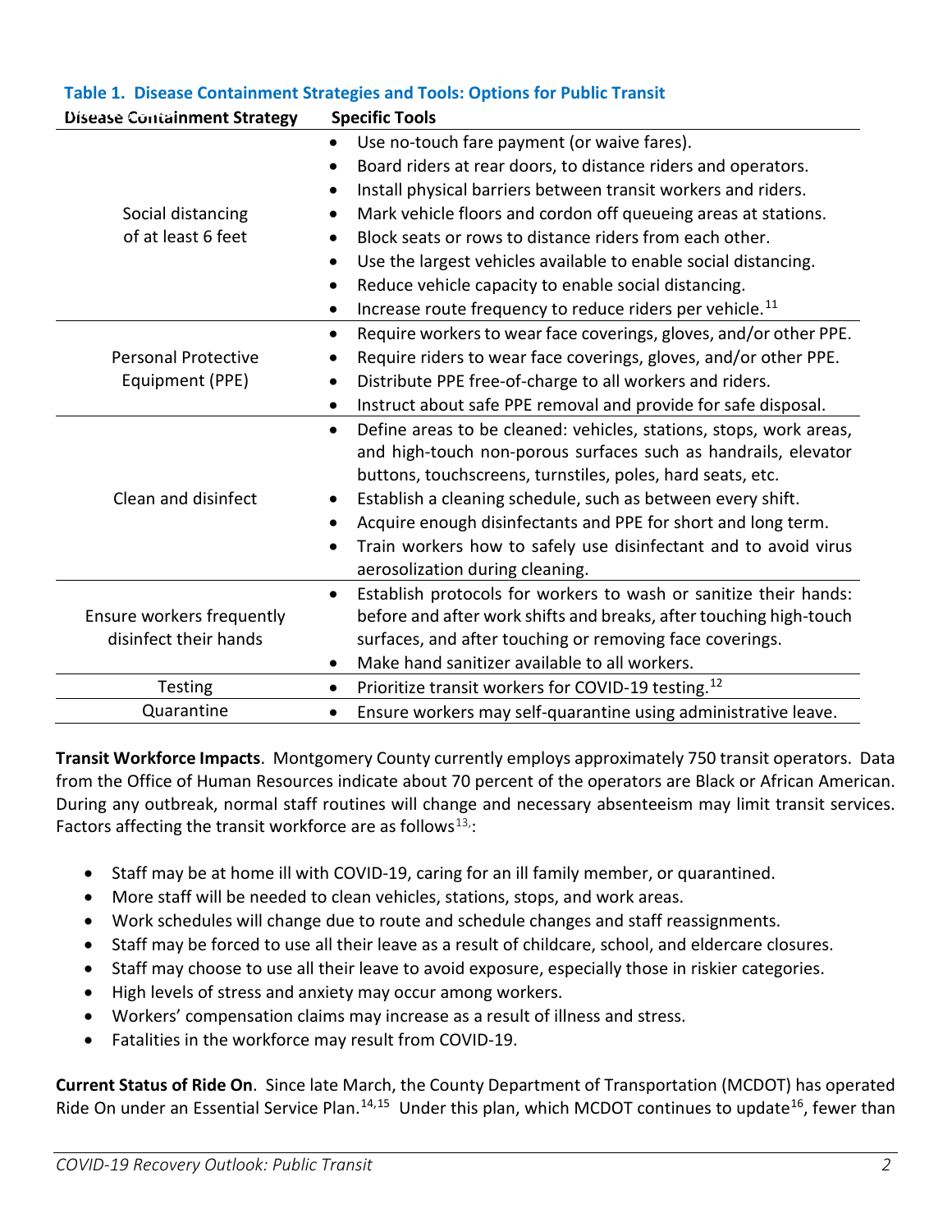**Table 1. Disease Containment Strategies and Tools: Options for Public Transit**

| Disease Containment Strategy | Specific Tools |
|---|---|
| Social distancing of at least 6 feet | • Use no-touch fare payment (or waive fares).<br>• Board riders at rear doors, to distance riders and operators.<br>• Install physical barriers between transit workers and riders.<br>• Mark vehicle floors and cordon off queueing areas at stations.<br>• Block seats or rows to distance riders from each other.<br>• Use the largest vehicles available to enable social distancing.<br>• Reduce vehicle capacity to enable social distancing.<br>• Increase route frequency to reduce riders per vehicle.[11] |
| Personal Protective Equipment (PPE) | • Require workers to wear face coverings, gloves, and/or other PPE.<br>• Require riders to wear face coverings, gloves, and/or other PPE.<br>• Distribute PPE free-of-charge to all workers and riders.<br>• Instruct about safe PPE removal and provide for safe disposal. |
| Clean and disinfect | • Define areas to be cleaned: vehicles, stations, stops, work areas, and high-touch non-porous surfaces such as handrails, elevator buttons, touchscreens, turnstiles, poles, hard seats, etc.<br>• Establish a cleaning schedule, such as between every shift.<br>• Acquire enough disinfectants and PPE for short and long term.<br>• Train workers how to safely use disinfectant and to avoid virus aerosolization during cleaning. |
| Ensure workers frequently disinfect their hands | • Establish protocols for workers to wash or sanitize their hands: before and after work shifts and breaks, after touching high-touch surfaces, and after touching or removing face coverings.<br>• Make hand sanitizer available to all workers. |
| Testing | • Prioritize transit workers for COVID-19 testing.[12] |
| Quarantine | • Ensure workers may self-quarantine using administrative leave. |

**Transit Workforce Impacts**. Montgomery County currently employs approximately 750 transit operators. Data from the Office of Human Resources indicate about 70 percent of the operators are Black or African American. During any outbreak, normal staff routines will change and necessary absenteeism may limit transit services. Factors affecting the transit workforce are as follows[13]:

- Staff may be at home ill with COVID-19, caring for an ill family member, or quarantined.
- More staff will be needed to clean vehicles, stations, stops, and work areas.
- Work schedules will change due to route and schedule changes and staff reassignments.
- Staff may be forced to use all their leave as a result of childcare, school, and eldercare closures.
- Staff may choose to use all their leave to avoid exposure, especially those in riskier categories.
- High levels of stress and anxiety may occur among workers.
- Workers' compensation claims may increase as a result of illness and stress.
- Fatalities in the workforce may result from COVID-19.

**Current Status of Ride On**. Since late March, the County Department of Transportation (MCDOT) has operated Ride On under an Essential Service Plan.[14,15] Under this plan, which MCDOT continues to update[16], fewer than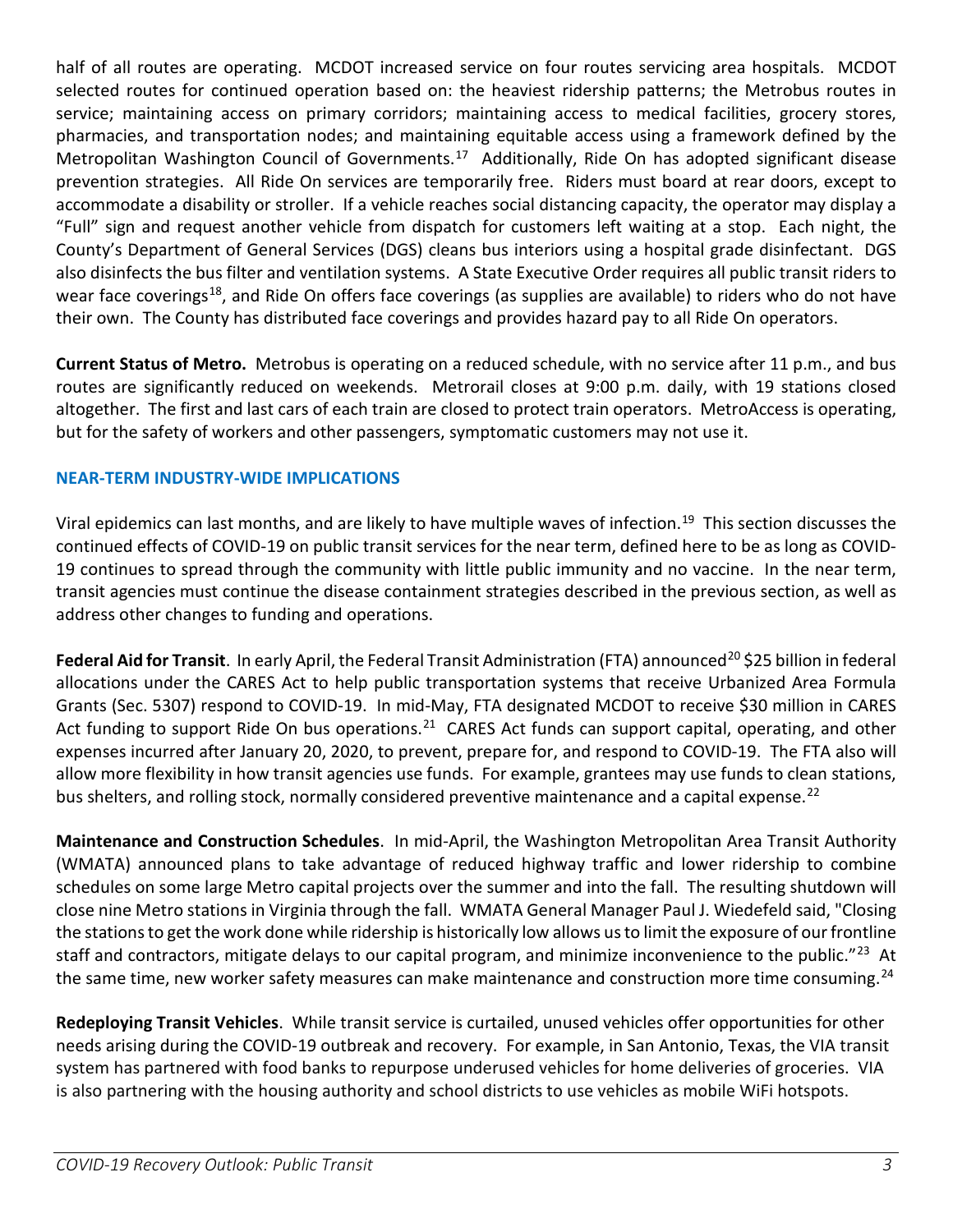half of all routes are operating. MCDOT increased service on four routes servicing area hospitals. MCDOT selected routes for continued operation based on: the heaviest ridership patterns; the Metrobus routes in service; maintaining access on primary corridors; maintaining access to medical facilities, grocery stores, pharmacies, and transportation nodes; and maintaining equitable access using a framework defined by the Metropolitan Washington Council of Governments.[17] Additionally, Ride On has adopted significant disease prevention strategies. All Ride On services are temporarily free. Riders must board at rear doors, except to accommodate a disability or stroller. If a vehicle reaches social distancing capacity, the operator may display a "Full" sign and request another vehicle from dispatch for customers left waiting at a stop. Each night, the County's Department of General Services (DGS) cleans bus interiors using a hospital grade disinfectant. DGS also disinfects the bus filter and ventilation systems. A State Executive Order requires all public transit riders to wear face coverings[18], and Ride On offers face coverings (as supplies are available) to riders who do not have their own. The County has distributed face coverings and provides hazard pay to all Ride On operators.

**Current Status of Metro.** Metrobus is operating on a reduced schedule, with no service after 11 p.m., and bus routes are significantly reduced on weekends. Metrorail closes at 9:00 p.m. daily, with 19 stations closed altogether. The first and last cars of each train are closed to protect train operators. MetroAccess is operating, but for the safety of workers and other passengers, symptomatic customers may not use it.

## NEAR-TERM INDUSTRY-WIDE IMPLICATIONS

Viral epidemics can last months, and are likely to have multiple waves of infection.[19] This section discusses the continued effects of COVID-19 on public transit services for the near term, defined here to be as long as COVID-19 continues to spread through the community with little public immunity and no vaccine. In the near term, transit agencies must continue the disease containment strategies described in the previous section, as well as address other changes to funding and operations.

**Federal Aid for Transit**. In early April, the Federal Transit Administration (FTA) announced[20] $25 billion in federal allocations under the CARES Act to help public transportation systems that receive Urbanized Area Formula Grants (Sec. 5307) respond to COVID-19. In mid-May, FTA designated MCDOT to receive $30 million in CARES Act funding to support Ride On bus operations.[21] CARES Act funds can support capital, operating, and other expenses incurred after January 20, 2020, to prevent, prepare for, and respond to COVID-19. The FTA also will allow more flexibility in how transit agencies use funds. For example, grantees may use funds to clean stations, bus shelters, and rolling stock, normally considered preventive maintenance and a capital expense.[22]

**Maintenance and Construction Schedules**. In mid-April, the Washington Metropolitan Area Transit Authority (WMATA) announced plans to take advantage of reduced highway traffic and lower ridership to combine schedules on some large Metro capital projects over the summer and into the fall. The resulting shutdown will close nine Metro stations in Virginia through the fall. WMATA General Manager Paul J. Wiedefeld said, "Closing the stations to get the work done while ridership is historically low allows us to limit the exposure of our frontline staff and contractors, mitigate delays to our capital program, and minimize inconvenience to the public."[23] At the same time, new worker safety measures can make maintenance and construction more time consuming.[24]

**Redeploying Transit Vehicles**. While transit service is curtailed, unused vehicles offer opportunities for other needs arising during the COVID-19 outbreak and recovery. For example, in San Antonio, Texas, the VIA transit system has partnered with food banks to repurpose underused vehicles for home deliveries of groceries. VIA is also partnering with the housing authority and school districts to use vehicles as mobile WiFi hotspots.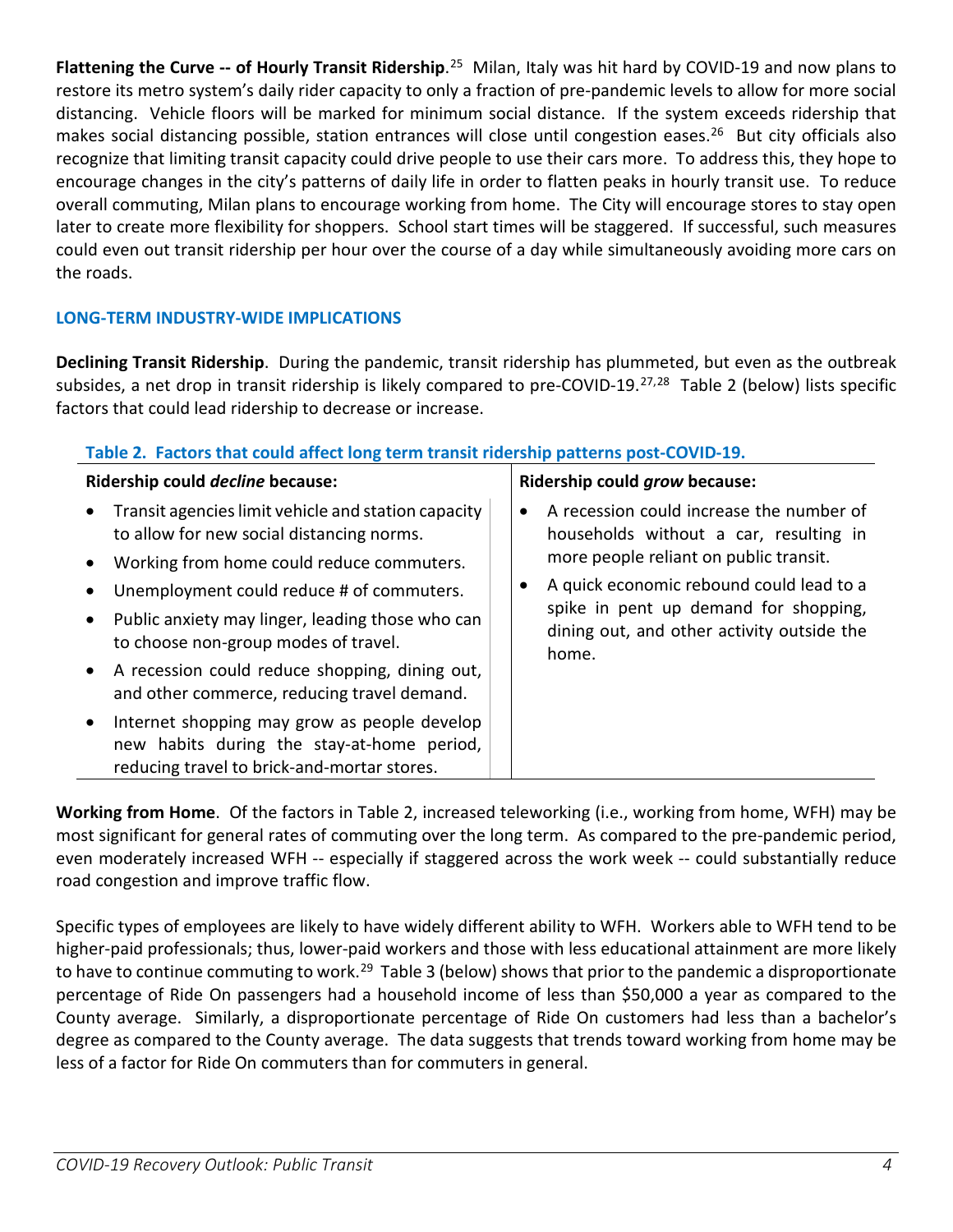**Flattening the Curve -- of Hourly Transit Ridership**.[25] Milan, Italy was hit hard by COVID-19 and now plans to restore its metro system's daily rider capacity to only a fraction of pre-pandemic levels to allow for more social distancing. Vehicle floors will be marked for minimum social distance. If the system exceeds ridership that makes social distancing possible, station entrances will close until congestion eases.[26] But city officials also recognize that limiting transit capacity could drive people to use their cars more. To address this, they hope to encourage changes in the city's patterns of daily life in order to flatten peaks in hourly transit use. To reduce overall commuting, Milan plans to encourage working from home. The City will encourage stores to stay open later to create more flexibility for shoppers. School start times will be staggered. If successful, such measures could even out transit ridership per hour over the course of a day while simultaneously avoiding more cars on the roads.

## LONG-TERM INDUSTRY-WIDE IMPLICATIONS

**Declining Transit Ridership**. During the pandemic, transit ridership has plummeted, but even as the outbreak subsides, a net drop in transit ridership is likely compared to pre-COVID-19.[27,28] Table 2 (below) lists specific factors that could lead ridership to decrease or increase.

**Table 2. Factors that could affect long term transit ridership patterns post-COVID-19.**

| Ridership could *decline* because: | Ridership could *grow* because: |
|---|---|
| • Transit agencies limit vehicle and station capacity to allow for new social distancing norms.<br>• Working from home could reduce commuters.<br>• Unemployment could reduce # of commuters.<br>• Public anxiety may linger, leading those who can to choose non-group modes of travel.<br>• A recession could reduce shopping, dining out, and other commerce, reducing travel demand.<br>• Internet shopping may grow as people develop new habits during the stay-at-home period, reducing travel to brick-and-mortar stores. | • A recession could increase the number of households without a car, resulting in more people reliant on public transit.<br>• A quick economic rebound could lead to a spike in pent up demand for shopping, dining out, and other activity outside the home. |

**Working from Home**. Of the factors in Table 2, increased teleworking (i.e., working from home, WFH) may be most significant for general rates of commuting over the long term. As compared to the pre-pandemic period, even moderately increased WFH -- especially if staggered across the work week -- could substantially reduce road congestion and improve traffic flow.

Specific types of employees are likely to have widely different ability to WFH. Workers able to WFH tend to be higher-paid professionals; thus, lower-paid workers and those with less educational attainment are more likely to have to continue commuting to work.[29] Table 3 (below) shows that prior to the pandemic a disproportionate percentage of Ride On passengers had a household income of less than $50,000 a year as compared to the County average. Similarly, a disproportionate percentage of Ride On customers had less than a bachelor's degree as compared to the County average. The data suggests that trends toward working from home may be less of a factor for Ride On commuters than for commuters in general.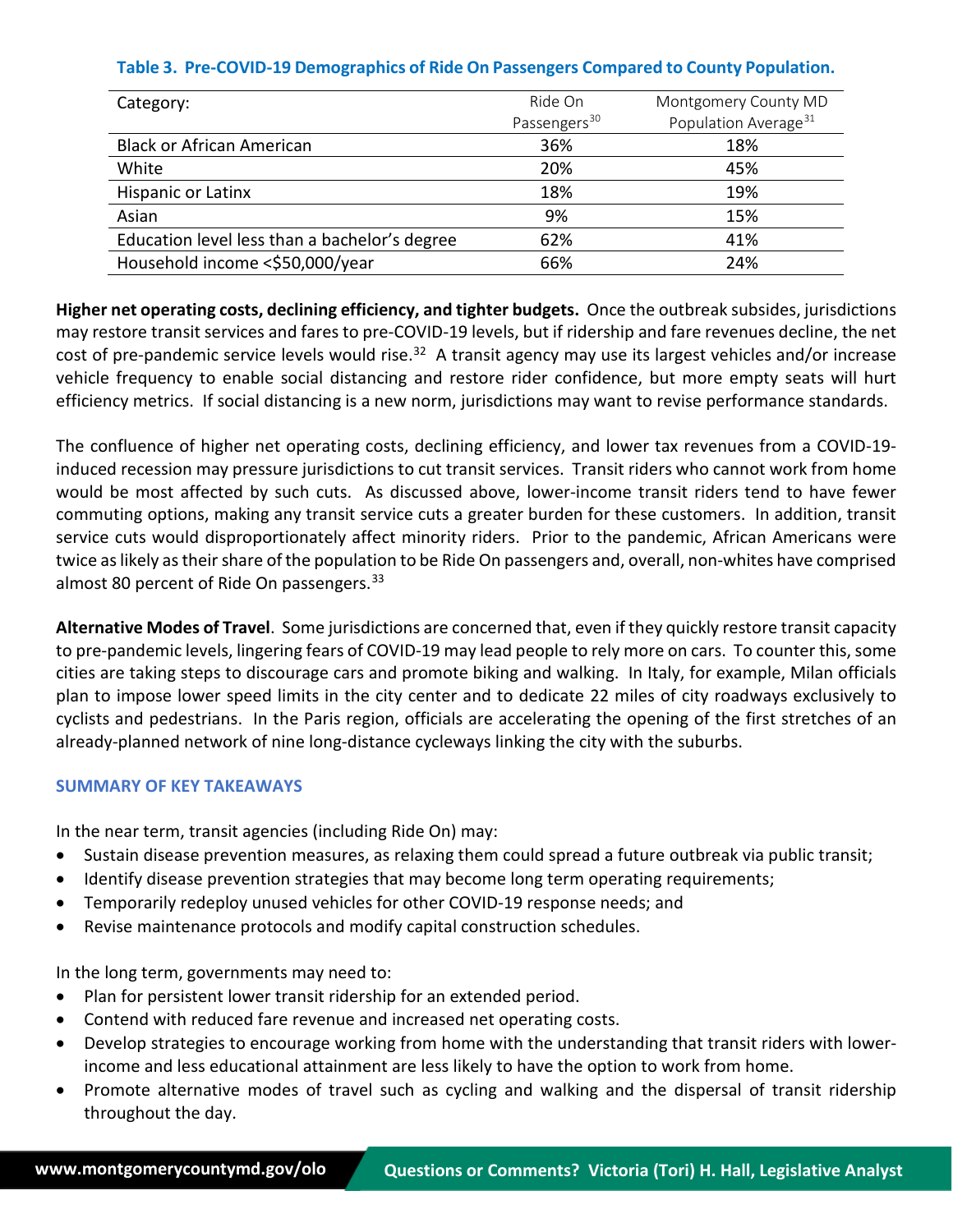**Table 3. Pre-COVID-19 Demographics of Ride On Passengers Compared to County Population.**

| Category: | Ride On Passengers[30] | Montgomery County MD Population Average[31] |
|---|---|---|
| Black or African American | 36% | 18% |
| White | 20% | 45% |
| Hispanic or Latinx | 18% | 19% |
| Asian | 9% | 15% |
| Education level less than a bachelor's degree | 62% | 41% |
| Household income <$50,000/year | 66% | 24% |

**Higher net operating costs, declining efficiency, and tighter budgets.** Once the outbreak subsides, jurisdictions may restore transit services and fares to pre-COVID-19 levels, but if ridership and fare revenues decline, the net cost of pre-pandemic service levels would rise.[32] A transit agency may use its largest vehicles and/or increase vehicle frequency to enable social distancing and restore rider confidence, but more empty seats will hurt efficiency metrics. If social distancing is a new norm, jurisdictions may want to revise performance standards.

The confluence of higher net operating costs, declining efficiency, and lower tax revenues from a COVID-19-induced recession may pressure jurisdictions to cut transit services. Transit riders who cannot work from home would be most affected by such cuts. As discussed above, lower-income transit riders tend to have fewer commuting options, making any transit service cuts a greater burden for these customers. In addition, transit service cuts would disproportionately affect minority riders. Prior to the pandemic, African Americans were twice as likely as their share of the population to be Ride On passengers and, overall, non-whites have comprised almost 80 percent of Ride On passengers.[33]

**Alternative Modes of Travel**. Some jurisdictions are concerned that, even if they quickly restore transit capacity to pre-pandemic levels, lingering fears of COVID-19 may lead people to rely more on cars. To counter this, some cities are taking steps to discourage cars and promote biking and walking. In Italy, for example, Milan officials plan to impose lower speed limits in the city center and to dedicate 22 miles of city roadways exclusively to cyclists and pedestrians. In the Paris region, officials are accelerating the opening of the first stretches of an already-planned network of nine long-distance cycleways linking the city with the suburbs.

## SUMMARY OF KEY TAKEAWAYS

In the near term, transit agencies (including Ride On) may:

- Sustain disease prevention measures, as relaxing them could spread a future outbreak via public transit;
- Identify disease prevention strategies that may become long term operating requirements;
- Temporarily redeploy unused vehicles for other COVID-19 response needs; and
- Revise maintenance protocols and modify capital construction schedules.

In the long term, governments may need to:

- Plan for persistent lower transit ridership for an extended period.
- Contend with reduced fare revenue and increased net operating costs.
- Develop strategies to encourage working from home with the understanding that transit riders with lower-income and less educational attainment are less likely to have the option to work from home.
- Promote alternative modes of travel such as cycling and walking and the dispersal of transit ridership throughout the day.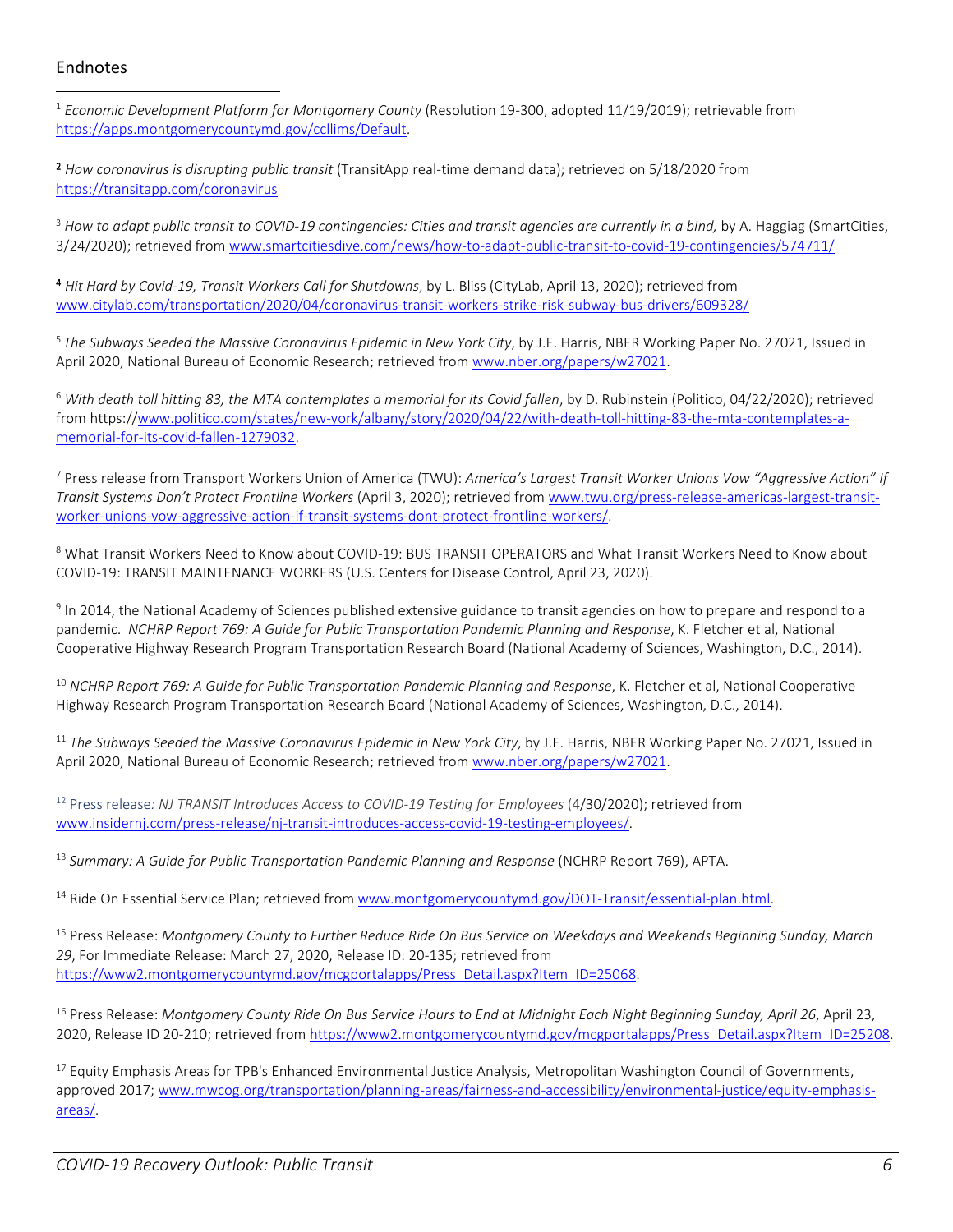## Endnotes

[1] *Economic Development Platform for Montgomery County* (Resolution 19-300, adopted 11/19/2019); retrievable from https://apps.montgomerycountymd.gov/ccllims/Default.

[2] *How coronavirus is disrupting public transit* (TransitApp real-time demand data); retrieved on 5/18/2020 from https://transitapp.com/coronavirus

[3] *How to adapt public transit to COVID-19 contingencies: Cities and transit agencies are currently in a bind,* by A. Haggiag (SmartCities, 3/24/2020); retrieved from www.smartcitiesdive.com/news/how-to-adapt-public-transit-to-covid-19-contingencies/574711/

[4] *Hit Hard by Covid-19, Transit Workers Call for Shutdowns*, by L. Bliss (CityLab, April 13, 2020); retrieved from www.citylab.com/transportation/2020/04/coronavirus-transit-workers-strike-risk-subway-bus-drivers/609328/

[5] *The Subways Seeded the Massive Coronavirus Epidemic in New York City*, by J.E. Harris, NBER Working Paper No. 27021, Issued in April 2020, National Bureau of Economic Research; retrieved from www.nber.org/papers/w27021.

[6] *With death toll hitting 83, the MTA contemplates a memorial for its Covid fallen*, by D. Rubinstein (Politico, 04/22/2020); retrieved from https://www.politico.com/states/new-york/albany/story/2020/04/22/with-death-toll-hitting-83-the-mta-contemplates-a-memorial-for-its-covid-fallen-1279032.

[7] Press release from Transport Workers Union of America (TWU): *America's Largest Transit Worker Unions Vow "Aggressive Action" If Transit Systems Don't Protect Frontline Workers* (April 3, 2020); retrieved from www.twu.org/press-release-americas-largest-transit-worker-unions-vow-aggressive-action-if-transit-systems-dont-protect-frontline-workers/.

[8] What Transit Workers Need to Know about COVID-19: BUS TRANSIT OPERATORS and What Transit Workers Need to Know about COVID-19: TRANSIT MAINTENANCE WORKERS (U.S. Centers for Disease Control, April 23, 2020).

[9] In 2014, the National Academy of Sciences published extensive guidance to transit agencies on how to prepare and respond to a pandemic. *NCHRP Report 769: A Guide for Public Transportation Pandemic Planning and Response*, K. Fletcher et al, National Cooperative Highway Research Program Transportation Research Board (National Academy of Sciences, Washington, D.C., 2014).

[10] *NCHRP Report 769: A Guide for Public Transportation Pandemic Planning and Response*, K. Fletcher et al, National Cooperative Highway Research Program Transportation Research Board (National Academy of Sciences, Washington, D.C., 2014).

[11] *The Subways Seeded the Massive Coronavirus Epidemic in New York City*, by J.E. Harris, NBER Working Paper No. 27021, Issued in April 2020, National Bureau of Economic Research; retrieved from www.nber.org/papers/w27021.

[12] Press release*: NJ TRANSIT Introduces Access to COVID-19 Testing for Employees* (4/30/2020); retrieved from www.insidernj.com/press-release/nj-transit-introduces-access-covid-19-testing-employees/.

[13] *Summary: A Guide for Public Transportation Pandemic Planning and Response* (NCHRP Report 769), APTA.

[14] Ride On Essential Service Plan; retrieved from www.montgomerycountymd.gov/DOT-Transit/essential-plan.html.

[15] Press Release: *Montgomery County to Further Reduce Ride On Bus Service on Weekdays and Weekends Beginning Sunday, March 29*, For Immediate Release: March 27, 2020, Release ID: 20-135; retrieved from https://www2.montgomerycountymd.gov/mcgportalapps/Press_Detail.aspx?Item_ID=25068.

[16] Press Release: *Montgomery County Ride On Bus Service Hours to End at Midnight Each Night Beginning Sunday, April 26*, April 23, 2020, Release ID 20-210; retrieved from https://www2.montgomerycountymd.gov/mcgportalapps/Press_Detail.aspx?Item_ID=25208.

[17] Equity Emphasis Areas for TPB's Enhanced Environmental Justice Analysis, Metropolitan Washington Council of Governments, approved 2017; www.mwcog.org/transportation/planning-areas/fairness-and-accessibility/environmental-justice/equity-emphasis-areas/.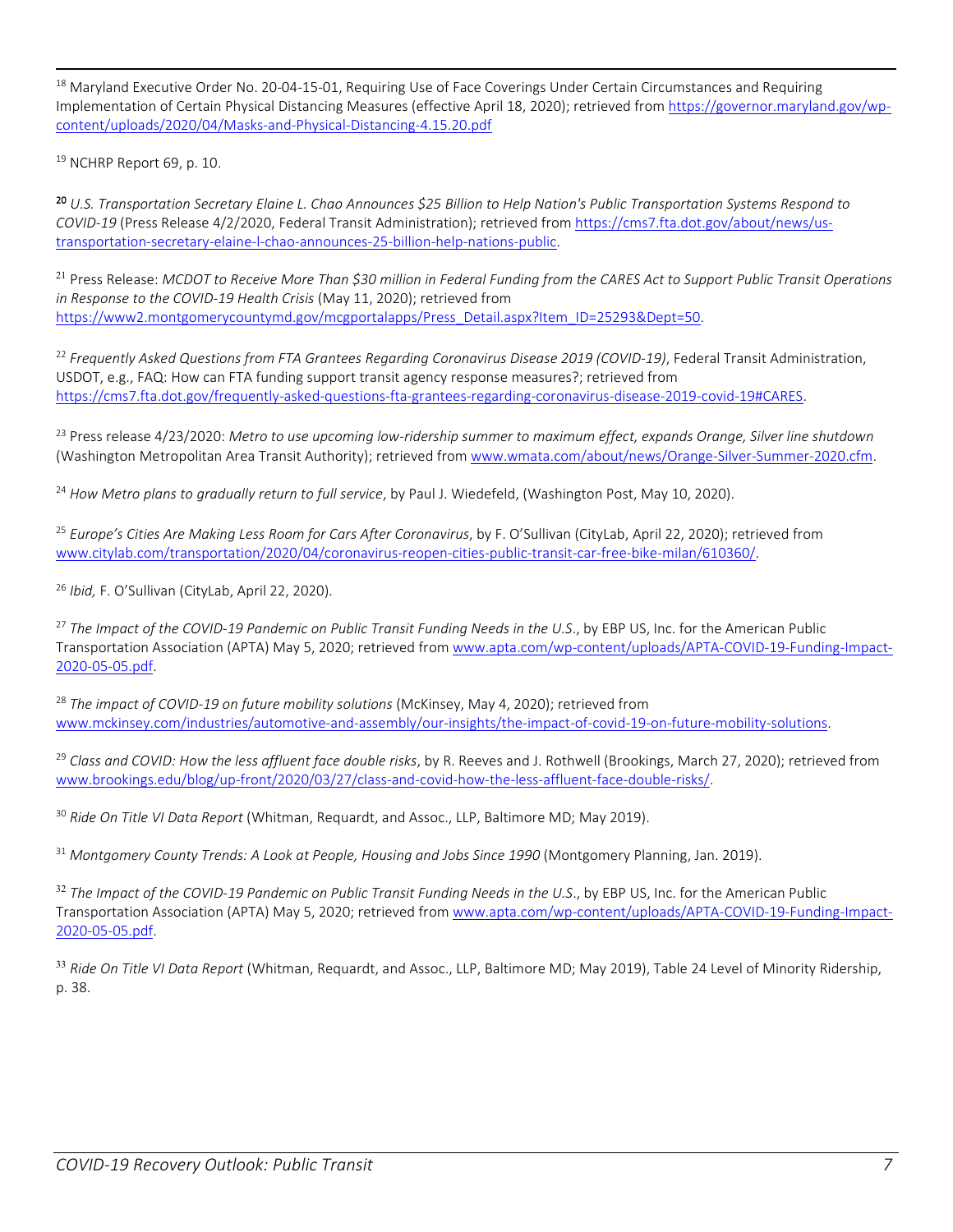[18] Maryland Executive Order No. 20-04-15-01, Requiring Use of Face Coverings Under Certain Circumstances and Requiring Implementation of Certain Physical Distancing Measures (effective April 18, 2020); retrieved from https://governor.maryland.gov/wp-content/uploads/2020/04/Masks-and-Physical-Distancing-4.15.20.pdf

[19] NCHRP Report 69, p. 10.

[20] *U.S. Transportation Secretary Elaine L. Chao Announces $25 Billion to Help Nation's Public Transportation Systems Respond to COVID-19* (Press Release 4/2/2020, Federal Transit Administration); retrieved from https://cms7.fta.dot.gov/about/news/us-transportation-secretary-elaine-l-chao-announces-25-billion-help-nations-public.

[21] Press Release: *MCDOT to Receive More Than $30 million in Federal Funding from the CARES Act to Support Public Transit Operations in Response to the COVID-19 Health Crisis* (May 11, 2020); retrieved from https://www2.montgomerycountymd.gov/mcgportalapps/Press_Detail.aspx?Item_ID=25293&Dept=50.

[22] *Frequently Asked Questions from FTA Grantees Regarding Coronavirus Disease 2019 (COVID-19)*, Federal Transit Administration, USDOT, e.g., FAQ: How can FTA funding support transit agency response measures?; retrieved from https://cms7.fta.dot.gov/frequently-asked-questions-fta-grantees-regarding-coronavirus-disease-2019-covid-19#CARES.

[23] Press release 4/23/2020: *Metro to use upcoming low-ridership summer to maximum effect, expands Orange, Silver line shutdown* (Washington Metropolitan Area Transit Authority); retrieved from www.wmata.com/about/news/Orange-Silver-Summer-2020.cfm.

[24] *How Metro plans to gradually return to full service*, by Paul J. Wiedefeld, (Washington Post, May 10, 2020).

[25] *Europe's Cities Are Making Less Room for Cars After Coronavirus*, by F. O'Sullivan (CityLab, April 22, 2020); retrieved from www.citylab.com/transportation/2020/04/coronavirus-reopen-cities-public-transit-car-free-bike-milan/610360/.

[26] *Ibid,* F. O'Sullivan (CityLab, April 22, 2020).

[27] *The Impact of the COVID-19 Pandemic on Public Transit Funding Needs in the U.S*., by EBP US, Inc. for the American Public Transportation Association (APTA) May 5, 2020; retrieved from www.apta.com/wp-content/uploads/APTA-COVID-19-Funding-Impact-2020-05-05.pdf.

[28] *The impact of COVID-19 on future mobility solutions* (McKinsey, May 4, 2020); retrieved from www.mckinsey.com/industries/automotive-and-assembly/our-insights/the-impact-of-covid-19-on-future-mobility-solutions.

[29] *Class and COVID: How the less affluent face double risks*, by R. Reeves and J. Rothwell (Brookings, March 27, 2020); retrieved from www.brookings.edu/blog/up-front/2020/03/27/class-and-covid-how-the-less-affluent-face-double-risks/.

[30] *Ride On Title VI Data Report* (Whitman, Requardt, and Assoc., LLP, Baltimore MD; May 2019).

[31] *Montgomery County Trends: A Look at People, Housing and Jobs Since 1990* (Montgomery Planning, Jan. 2019).

[32] *The Impact of the COVID-19 Pandemic on Public Transit Funding Needs in the U.S*., by EBP US, Inc. for the American Public Transportation Association (APTA) May 5, 2020; retrieved from www.apta.com/wp-content/uploads/APTA-COVID-19-Funding-Impact-2020-05-05.pdf.

[33] *Ride On Title VI Data Report* (Whitman, Requardt, and Assoc., LLP, Baltimore MD; May 2019), Table 24 Level of Minority Ridership, p. 38.